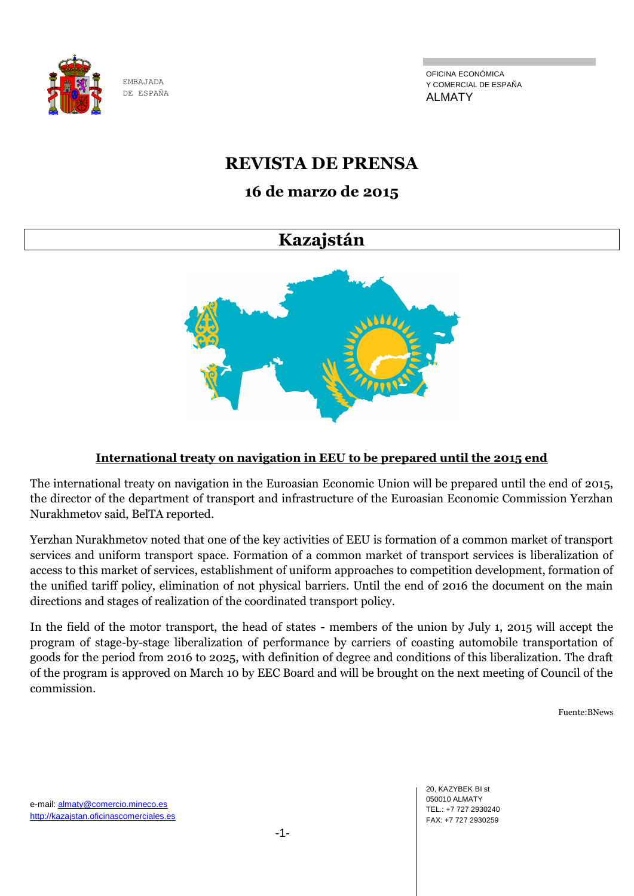EMBAJADA DE ESPAÑA

OFICINA ECONÓMICA Y COMERCIAL DE ESPAÑA
ALMATY

# REVISTA DE PRENSA

## 16 de marzo de 2015

## Kazajstán

### International treaty on navigation in EEU to be prepared until the 2015 end

The international treaty on navigation in the Euroasian Economic Union will be prepared until the end of 2015, the director of the department of transport and infrastructure of the Euroasian Economic Commission Yerzhan Nurakhmetov said, BelTA reported.

Yerzhan Nurakhmetov noted that one of the key activities of EEU is formation of a common market of transport services and uniform transport space. Formation of a common market of transport services is liberalization of access to this market of services, establishment of uniform approaches to competition development, formation of the unified tariff policy, elimination of not physical barriers. Until the end of 2016 the document on the main directions and stages of realization of the coordinated transport policy.

In the field of the motor transport, the head of states - members of the union by July 1, 2015 will accept the program of stage-by-stage liberalization of performance by carriers of coasting automobile transportation of goods for the period from 2016 to 2025, with definition of degree and conditions of this liberalization. The draft of the program is approved on March 10 by EEC Board and will be brought on the next meeting of Council of the commission.

Fuente:BNews

e-mail: almaty@comercio.mineco.es
http://kazajstan.oficinascomerciales.es

20, KAZYBEK BI st
050010 ALMATY
TEL.: +7 727 2930240
FAX: +7 727 2930259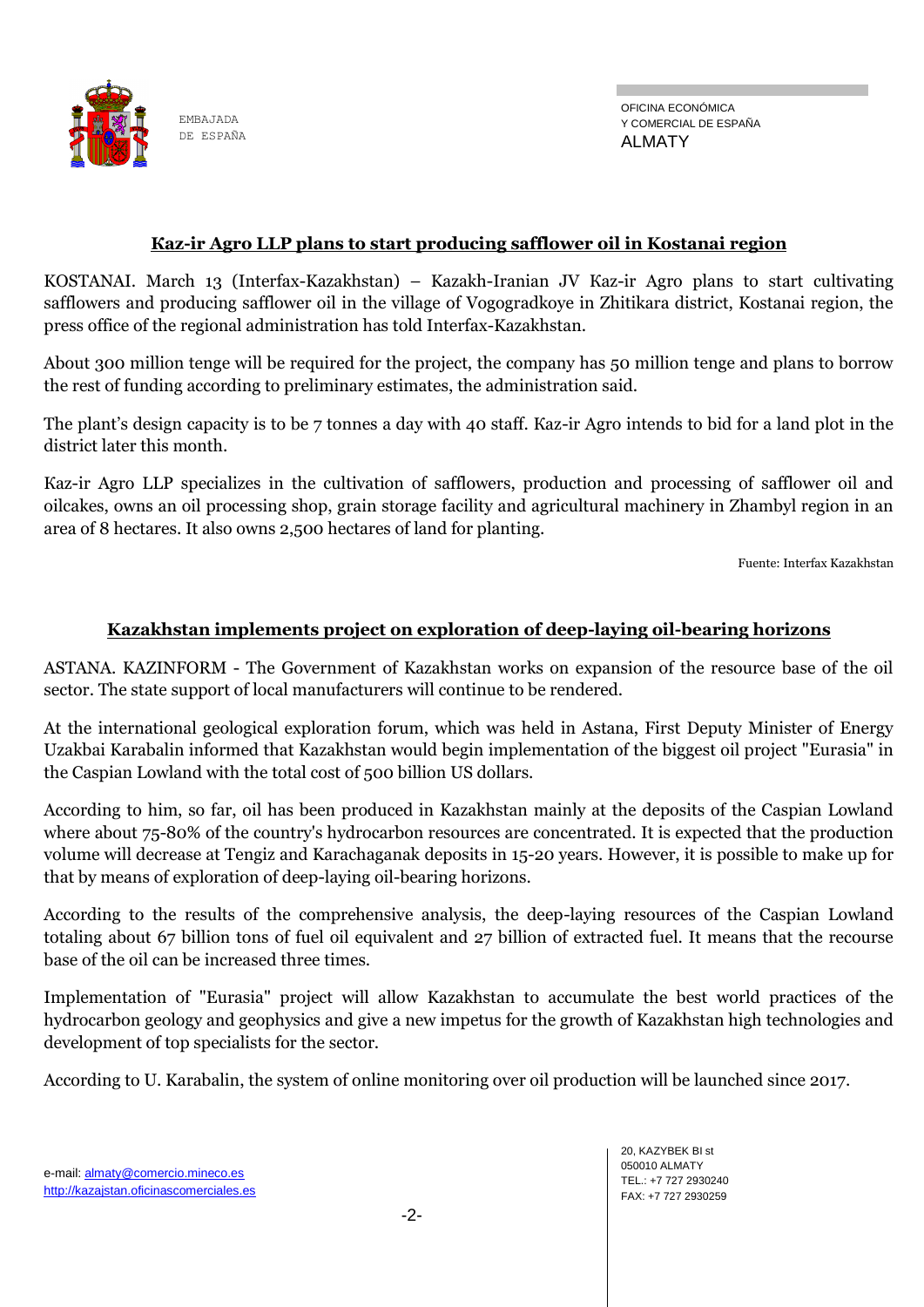## Kaz-ir Agro LLP plans to start producing safflower oil in Kostanai region

KOSTANAI. March 13 (Interfax-Kazakhstan) – Kazakh-Iranian JV Kaz-ir Agro plans to start cultivating safflowers and producing safflower oil in the village of Vogogradkoye in Zhitikara district, Kostanai region, the press office of the regional administration has told Interfax-Kazakhstan.

About 300 million tenge will be required for the project, the company has 50 million tenge and plans to borrow the rest of funding according to preliminary estimates, the administration said.

The plant's design capacity is to be 7 tonnes a day with 40 staff. Kaz-ir Agro intends to bid for a land plot in the district later this month.

Kaz-ir Agro LLP specializes in the cultivation of safflowers, production and processing of safflower oil and oilcakes, owns an oil processing shop, grain storage facility and agricultural machinery in Zhambyl region in an area of 8 hectares. It also owns 2,500 hectares of land for planting.

Fuente: Interfax Kazakhstan

## Kazakhstan implements project on exploration of deep-laying oil-bearing horizons

ASTANA. KAZINFORM - The Government of Kazakhstan works on expansion of the resource base of the oil sector. The state support of local manufacturers will continue to be rendered.

At the international geological exploration forum, which was held in Astana, First Deputy Minister of Energy Uzakbai Karabalin informed that Kazakhstan would begin implementation of the biggest oil project "Eurasia" in the Caspian Lowland with the total cost of 500 billion US dollars.

According to him, so far, oil has been produced in Kazakhstan mainly at the deposits of the Caspian Lowland where about 75-80% of the country's hydrocarbon resources are concentrated. It is expected that the production volume will decrease at Tengiz and Karachaganak deposits in 15-20 years. However, it is possible to make up for that by means of exploration of deep-laying oil-bearing horizons.

According to the results of the comprehensive analysis, the deep-laying resources of the Caspian Lowland totaling about 67 billion tons of fuel oil equivalent and 27 billion of extracted fuel. It means that the recourse base of the oil can be increased three times.

Implementation of "Eurasia" project will allow Kazakhstan to accumulate the best world practices of the hydrocarbon geology and geophysics and give a new impetus for the growth of Kazakhstan high technologies and development of top specialists for the sector.

According to U. Karabalin, the system of online monitoring over oil production will be launched since 2017.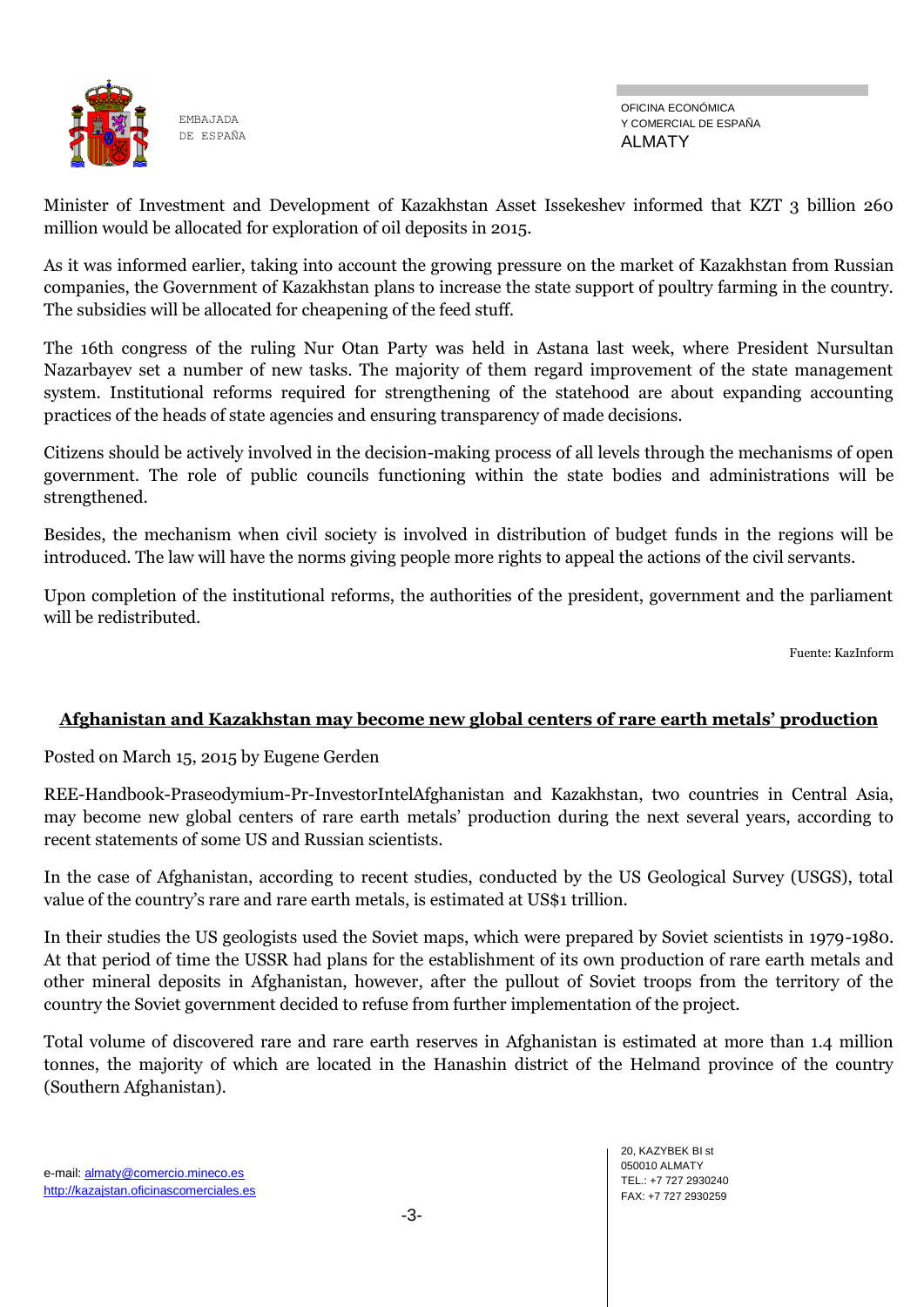Minister of Investment and Development of Kazakhstan Asset Issekeshev informed that KZT 3 billion 260 million would be allocated for exploration of oil deposits in 2015.

As it was informed earlier, taking into account the growing pressure on the market of Kazakhstan from Russian companies, the Government of Kazakhstan plans to increase the state support of poultry farming in the country. The subsidies will be allocated for cheapening of the feed stuff.

The 16th congress of the ruling Nur Otan Party was held in Astana last week, where President Nursultan Nazarbayev set a number of new tasks. The majority of them regard improvement of the state management system. Institutional reforms required for strengthening of the statehood are about expanding accounting practices of the heads of state agencies and ensuring transparency of made decisions.

Citizens should be actively involved in the decision-making process of all levels through the mechanisms of open government. The role of public councils functioning within the state bodies and administrations will be strengthened.

Besides, the mechanism when civil society is involved in distribution of budget funds in the regions will be introduced. The law will have the norms giving people more rights to appeal the actions of the civil servants.

Upon completion of the institutional reforms, the authorities of the president, government and the parliament will be redistributed.

Fuente: KazInform

## Afghanistan and Kazakhstan may become new global centers of rare earth metals' production

Posted on March 15, 2015 by Eugene Gerden

REE-Handbook-Praseodymium-Pr-InvestorIntelAfghanistan and Kazakhstan, two countries in Central Asia, may become new global centers of rare earth metals' production during the next several years, according to recent statements of some US and Russian scientists.

In the case of Afghanistan, according to recent studies, conducted by the US Geological Survey (USGS), total value of the country's rare and rare earth metals, is estimated at US$1 trillion.

In their studies the US geologists used the Soviet maps, which were prepared by Soviet scientists in 1979-1980. At that period of time the USSR had plans for the establishment of its own production of rare earth metals and other mineral deposits in Afghanistan, however, after the pullout of Soviet troops from the territory of the country the Soviet government decided to refuse from further implementation of the project.

Total volume of discovered rare and rare earth reserves in Afghanistan is estimated at more than 1.4 million tonnes, the majority of which are located in the Hanashin district of the Helmand province of the country (Southern Afghanistan).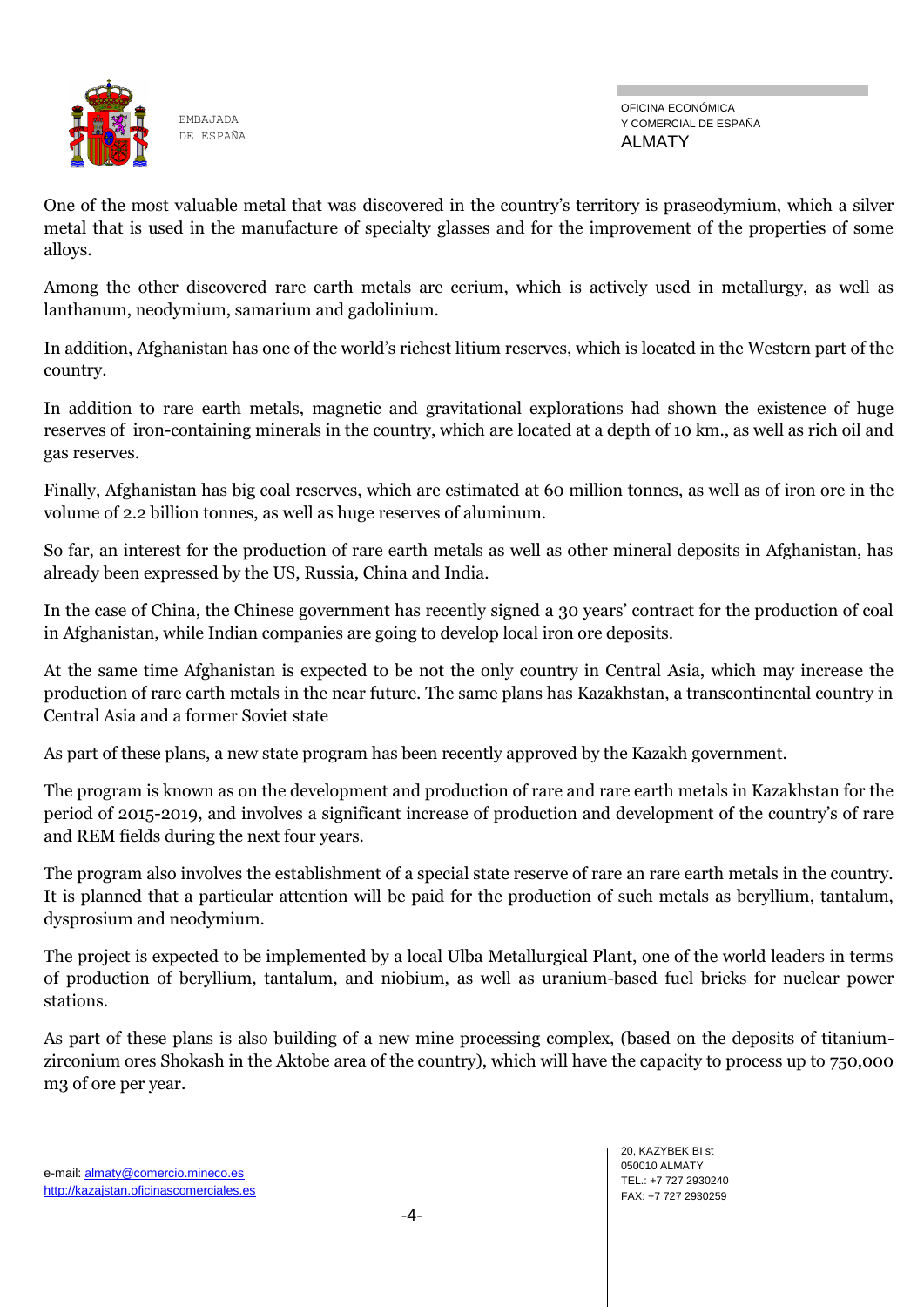One of the most valuable metal that was discovered in the country's territory is praseodymium, which a silver metal that is used in the manufacture of specialty glasses and for the improvement of the properties of some alloys.

Among the other discovered rare earth metals are cerium, which is actively used in metallurgy, as well as lanthanum, neodymium, samarium and gadolinium.

In addition, Afghanistan has one of the world's richest litium reserves, which is located in the Western part of the country.

In addition to rare earth metals, magnetic and gravitational explorations had shown the existence of huge reserves of iron-containing minerals in the country, which are located at a depth of 10 km., as well as rich oil and gas reserves.

Finally, Afghanistan has big coal reserves, which are estimated at 60 million tonnes, as well as of iron ore in the volume of 2.2 billion tonnes, as well as huge reserves of aluminum.

So far, an interest for the production of rare earth metals as well as other mineral deposits in Afghanistan, has already been expressed by the US, Russia, China and India.

In the case of China, the Chinese government has recently signed a 30 years' contract for the production of coal in Afghanistan, while Indian companies are going to develop local iron ore deposits.

At the same time Afghanistan is expected to be not the only country in Central Asia, which may increase the production of rare earth metals in the near future. The same plans has Kazakhstan, a transcontinental country in Central Asia and a former Soviet state

As part of these plans, a new state program has been recently approved by the Kazakh government.

The program is known as on the development and production of rare and rare earth metals in Kazakhstan for the period of 2015-2019, and involves a significant increase of production and development of the country's of rare and REM fields during the next four years.

The program also involves the establishment of a special state reserve of rare an rare earth metals in the country. It is planned that a particular attention will be paid for the production of such metals as beryllium, tantalum, dysprosium and neodymium.

The project is expected to be implemented by a local Ulba Metallurgical Plant, one of the world leaders in terms of production of beryllium, tantalum, and niobium, as well as uranium-based fuel bricks for nuclear power stations.

As part of these plans is also building of a new mine processing complex, (based on the deposits of titanium-zirconium ores Shokash in the Aktobe area of the country), which will have the capacity to process up to 750,000 m3 of ore per year.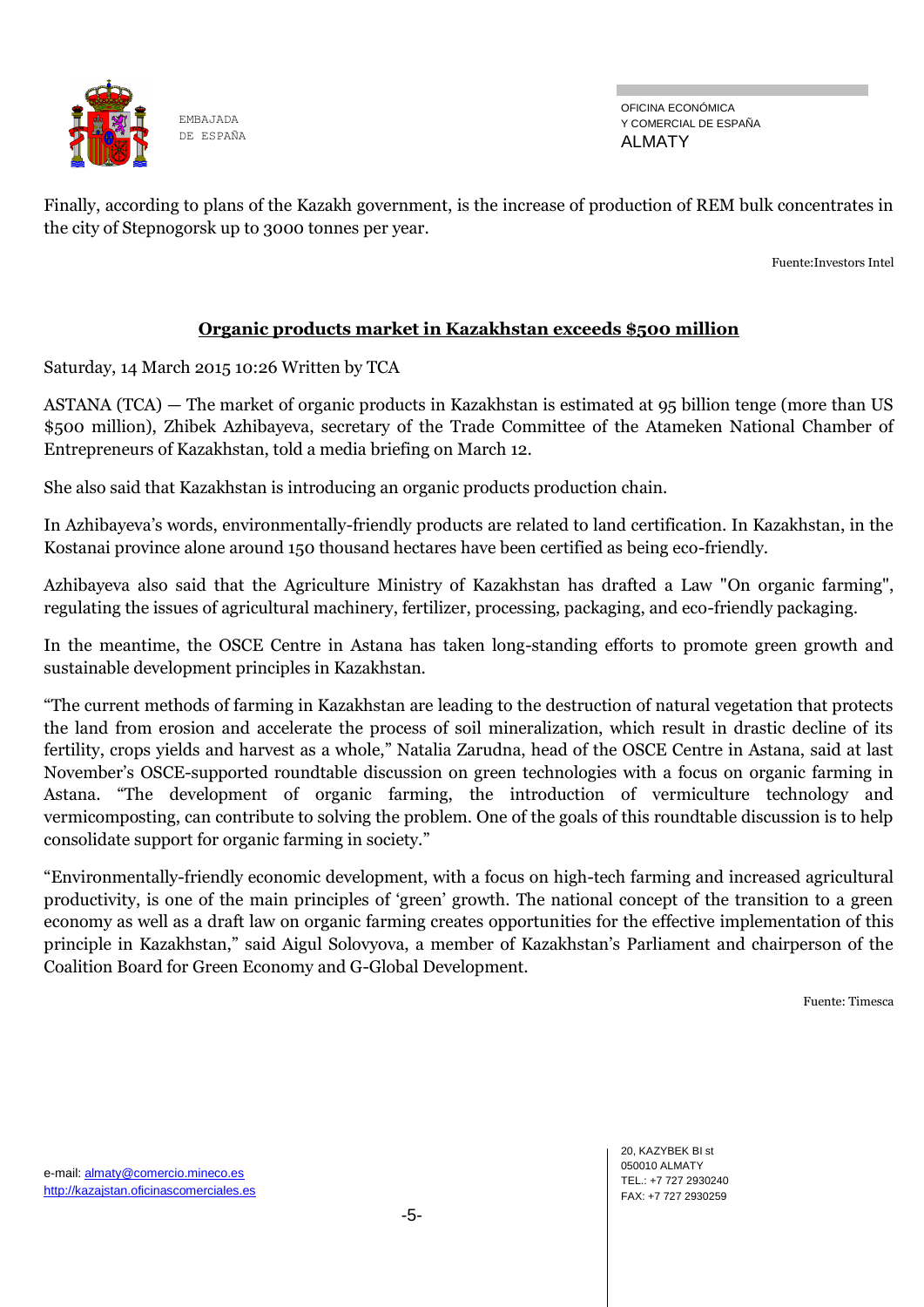Finally, according to plans of the Kazakh government, is the increase of production of REM bulk concentrates in the city of Stepnogorsk up to 3000 tonnes per year.

Fuente:Investors Intel

## **Organic products market in Kazakhstan exceeds $500 million**

Saturday, 14 March 2015 10:26 Written by TCA

ASTANA (TCA) — The market of organic products in Kazakhstan is estimated at 95 billion tenge (more than US $500 million), Zhibek Azhibayeva, secretary of the Trade Committee of the Atameken National Chamber of Entrepreneurs of Kazakhstan, told a media briefing on March 12.

She also said that Kazakhstan is introducing an organic products production chain.

In Azhibayeva's words, environmentally-friendly products are related to land certification. In Kazakhstan, in the Kostanai province alone around 150 thousand hectares have been certified as being eco-friendly.

Azhibayeva also said that the Agriculture Ministry of Kazakhstan has drafted a Law "On organic farming", regulating the issues of agricultural machinery, fertilizer, processing, packaging, and eco-friendly packaging.

In the meantime, the OSCE Centre in Astana has taken long-standing efforts to promote green growth and sustainable development principles in Kazakhstan.

"The current methods of farming in Kazakhstan are leading to the destruction of natural vegetation that protects the land from erosion and accelerate the process of soil mineralization, which result in drastic decline of its fertility, crops yields and harvest as a whole," Natalia Zarudna, head of the OSCE Centre in Astana, said at last November's OSCE-supported roundtable discussion on green technologies with a focus on organic farming in Astana. "The development of organic farming, the introduction of vermiculture technology and vermicomposting, can contribute to solving the problem. One of the goals of this roundtable discussion is to help consolidate support for organic farming in society."

"Environmentally-friendly economic development, with a focus on high-tech farming and increased agricultural productivity, is one of the main principles of 'green' growth. The national concept of the transition to a green economy as well as a draft law on organic farming creates opportunities for the effective implementation of this principle in Kazakhstan," said Aigul Solovyova, a member of Kazakhstan's Parliament and chairperson of the Coalition Board for Green Economy and G-Global Development.

Fuente: Timesca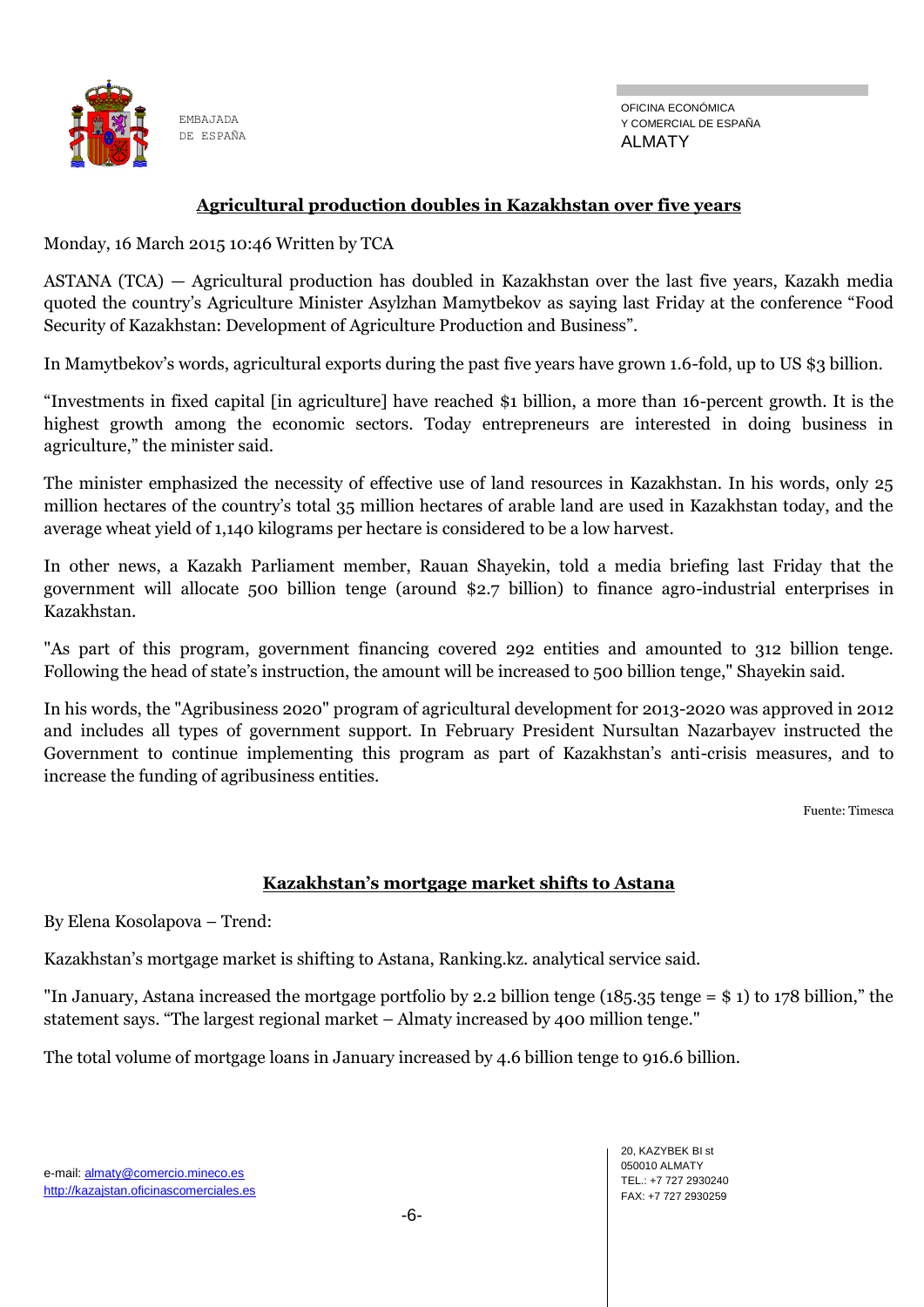## Agricultural production doubles in Kazakhstan over five years

Monday, 16 March 2015 10:46 Written by TCA

ASTANA (TCA) — Agricultural production has doubled in Kazakhstan over the last five years, Kazakh media quoted the country's Agriculture Minister Asylzhan Mamytbekov as saying last Friday at the conference "Food Security of Kazakhstan: Development of Agriculture Production and Business".

In Mamytbekov's words, agricultural exports during the past five years have grown 1.6-fold, up to US $3 billion.

"Investments in fixed capital [in agriculture] have reached $1 billion, a more than 16-percent growth. It is the highest growth among the economic sectors. Today entrepreneurs are interested in doing business in agriculture," the minister said.

The minister emphasized the necessity of effective use of land resources in Kazakhstan. In his words, only 25 million hectares of the country's total 35 million hectares of arable land are used in Kazakhstan today, and the average wheat yield of 1,140 kilograms per hectare is considered to be a low harvest.

In other news, a Kazakh Parliament member, Rauan Shayekin, told a media briefing last Friday that the government will allocate 500 billion tenge (around $2.7 billion) to finance agro-industrial enterprises in Kazakhstan.

"As part of this program, government financing covered 292 entities and amounted to 312 billion tenge. Following the head of state's instruction, the amount will be increased to 500 billion tenge," Shayekin said.

In his words, the "Agribusiness 2020" program of agricultural development for 2013-2020 was approved in 2012 and includes all types of government support. In February President Nursultan Nazarbayev instructed the Government to continue implementing this program as part of Kazakhstan's anti-crisis measures, and to increase the funding of agribusiness entities.

Fuente: Timesca

## Kazakhstan's mortgage market shifts to Astana

By Elena Kosolapova – Trend:

Kazakhstan's mortgage market is shifting to Astana, Ranking.kz. analytical service said.

"In January, Astana increased the mortgage portfolio by 2.2 billion tenge (185.35 tenge = $ 1) to 178 billion," the statement says. "The largest regional market – Almaty increased by 400 million tenge."

The total volume of mortgage loans in January increased by 4.6 billion tenge to 916.6 billion.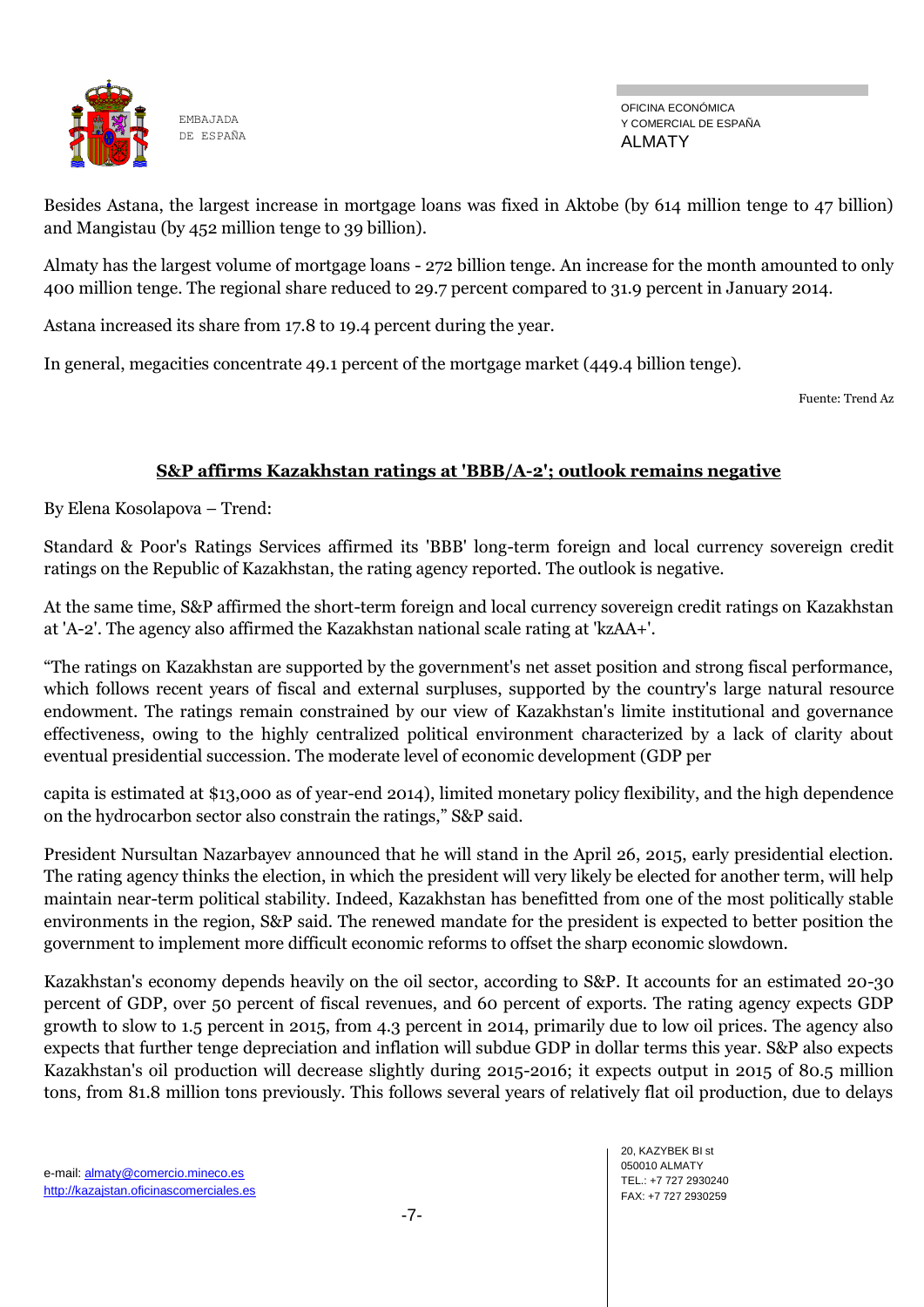Besides Astana, the largest increase in mortgage loans was fixed in Aktobe (by 614 million tenge to 47 billion) and Mangistau (by 452 million tenge to 39 billion).

Almaty has the largest volume of mortgage loans - 272 billion tenge. An increase for the month amounted to only 400 million tenge. The regional share reduced to 29.7 percent compared to 31.9 percent in January 2014.

Astana increased its share from 17.8 to 19.4 percent during the year.

In general, megacities concentrate 49.1 percent of the mortgage market (449.4 billion tenge).

Fuente: Trend Az

## S&P affirms Kazakhstan ratings at 'BBB/A-2'; outlook remains negative

By Elena Kosolapova – Trend:

Standard & Poor's Ratings Services affirmed its 'BBB' long-term foreign and local currency sovereign credit ratings on the Republic of Kazakhstan, the rating agency reported. The outlook is negative.

At the same time, S&P affirmed the short-term foreign and local currency sovereign credit ratings on Kazakhstan at 'A-2'. The agency also affirmed the Kazakhstan national scale rating at 'kzAA+'.

“The ratings on Kazakhstan are supported by the government's net asset position and strong fiscal performance, which follows recent years of fiscal and external surpluses, supported by the country's large natural resource endowment. The ratings remain constrained by our view of Kazakhstan's limite institutional and governance effectiveness, owing to the highly centralized political environment characterized by a lack of clarity about eventual presidential succession. The moderate level of economic development (GDP per capita is estimated at $13,000 as of year-end 2014), limited monetary policy flexibility, and the high dependence on the hydrocarbon sector also constrain the ratings,” S&P said.

President Nursultan Nazarbayev announced that he will stand in the April 26, 2015, early presidential election. The rating agency thinks the election, in which the president will very likely be elected for another term, will help maintain near-term political stability. Indeed, Kazakhstan has benefitted from one of the most politically stable environments in the region, S&P said. The renewed mandate for the president is expected to better position the government to implement more difficult economic reforms to offset the sharp economic slowdown.

Kazakhstan's economy depends heavily on the oil sector, according to S&P. It accounts for an estimated 20-30 percent of GDP, over 50 percent of fiscal revenues, and 60 percent of exports. The rating agency expects GDP growth to slow to 1.5 percent in 2015, from 4.3 percent in 2014, primarily due to low oil prices. The agency also expects that further tenge depreciation and inflation will subdue GDP in dollar terms this year. S&P also expects Kazakhstan's oil production will decrease slightly during 2015-2016; it expects output in 2015 of 80.5 million tons, from 81.8 million tons previously. This follows several years of relatively flat oil production, due to delays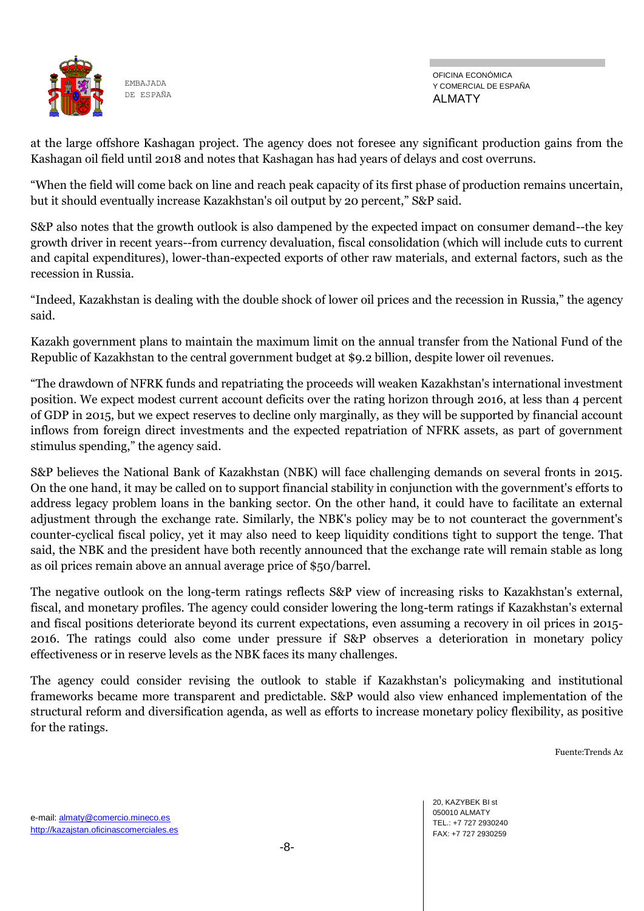at the large offshore Kashagan project. The agency does not foresee any significant production gains from the Kashagan oil field until 2018 and notes that Kashagan has had years of delays and cost overruns.

"When the field will come back on line and reach peak capacity of its first phase of production remains uncertain, but it should eventually increase Kazakhstan's oil output by 20 percent," S&P said.

S&P also notes that the growth outlook is also dampened by the expected impact on consumer demand--the key growth driver in recent years--from currency devaluation, fiscal consolidation (which will include cuts to current and capital expenditures), lower-than-expected exports of other raw materials, and external factors, such as the recession in Russia.

"Indeed, Kazakhstan is dealing with the double shock of lower oil prices and the recession in Russia," the agency said.

Kazakh government plans to maintain the maximum limit on the annual transfer from the National Fund of the Republic of Kazakhstan to the central government budget at $9.2 billion, despite lower oil revenues.

"The drawdown of NFRK funds and repatriating the proceeds will weaken Kazakhstan's international investment position. We expect modest current account deficits over the rating horizon through 2016, at less than 4 percent of GDP in 2015, but we expect reserves to decline only marginally, as they will be supported by financial account inflows from foreign direct investments and the expected repatriation of NFRK assets, as part of government stimulus spending," the agency said.

S&P believes the National Bank of Kazakhstan (NBK) will face challenging demands on several fronts in 2015. On the one hand, it may be called on to support financial stability in conjunction with the government's efforts to address legacy problem loans in the banking sector. On the other hand, it could have to facilitate an external adjustment through the exchange rate. Similarly, the NBK's policy may be to not counteract the government's counter-cyclical fiscal policy, yet it may also need to keep liquidity conditions tight to support the tenge. That said, the NBK and the president have both recently announced that the exchange rate will remain stable as long as oil prices remain above an annual average price of $50/barrel.

The negative outlook on the long-term ratings reflects S&P view of increasing risks to Kazakhstan's external, fiscal, and monetary profiles. The agency could consider lowering the long-term ratings if Kazakhstan's external and fiscal positions deteriorate beyond its current expectations, even assuming a recovery in oil prices in 2015-2016. The ratings could also come under pressure if S&P observes a deterioration in monetary policy effectiveness or in reserve levels as the NBK faces its many challenges.

The agency could consider revising the outlook to stable if Kazakhstan's policymaking and institutional frameworks became more transparent and predictable. S&P would also view enhanced implementation of the structural reform and diversification agenda, as well as efforts to increase monetary policy flexibility, as positive for the ratings.

Fuente:Trends Az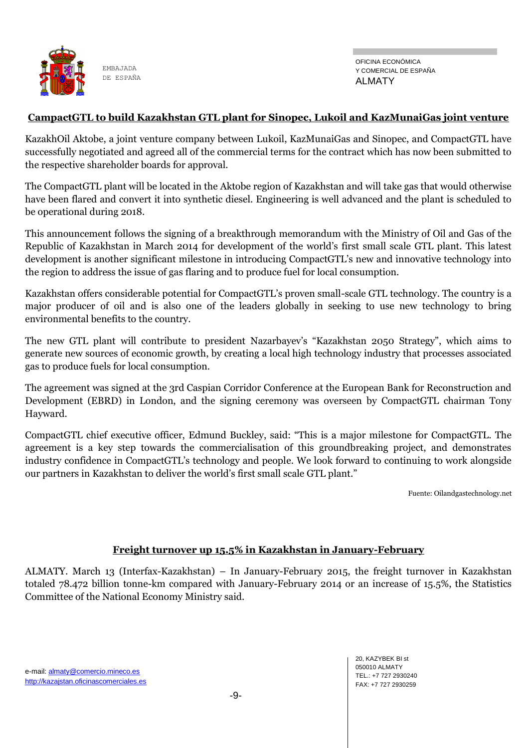## CampactGTL to build Kazakhstan GTL plant for Sinopec, Lukoil and KazMunaiGas joint venture

KazakhOil Aktobe, a joint venture company between Lukoil, KazMunaiGas and Sinopec, and CompactGTL have successfully negotiated and agreed all of the commercial terms for the contract which has now been submitted to the respective shareholder boards for approval.

The CompactGTL plant will be located in the Aktobe region of Kazakhstan and will take gas that would otherwise have been flared and convert it into synthetic diesel. Engineering is well advanced and the plant is scheduled to be operational during 2018.

This announcement follows the signing of a breakthrough memorandum with the Ministry of Oil and Gas of the Republic of Kazakhstan in March 2014 for development of the world's first small scale GTL plant. This latest development is another significant milestone in introducing CompactGTL's new and innovative technology into the region to address the issue of gas flaring and to produce fuel for local consumption.

Kazakhstan offers considerable potential for CompactGTL's proven small-scale GTL technology. The country is a major producer of oil and is also one of the leaders globally in seeking to use new technology to bring environmental benefits to the country.

The new GTL plant will contribute to president Nazarbayev's "Kazakhstan 2050 Strategy", which aims to generate new sources of economic growth, by creating a local high technology industry that processes associated gas to produce fuels for local consumption.

The agreement was signed at the 3rd Caspian Corridor Conference at the European Bank for Reconstruction and Development (EBRD) in London, and the signing ceremony was overseen by CompactGTL chairman Tony Hayward.

CompactGTL chief executive officer, Edmund Buckley, said: "This is a major milestone for CompactGTL. The agreement is a key step towards the commercialisation of this groundbreaking project, and demonstrates industry confidence in CompactGTL's technology and people. We look forward to continuing to work alongside our partners in Kazakhstan to deliver the world's first small scale GTL plant."

Fuente: Oilandgastechnology.net

## Freight turnover up 15.5% in Kazakhstan in January-February

ALMATY. March 13 (Interfax-Kazakhstan) – In January-February 2015, the freight turnover in Kazakhstan totaled 78.472 billion tonne-km compared with January-February 2014 or an increase of 15.5%, the Statistics Committee of the National Economy Ministry said.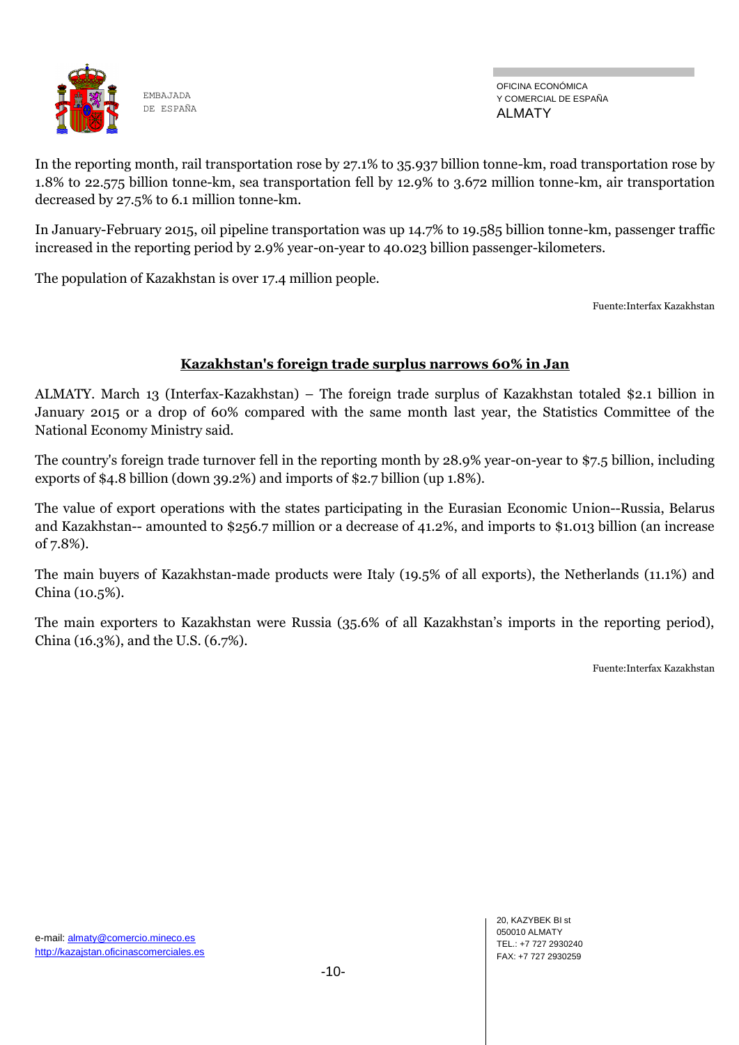In the reporting month, rail transportation rose by 27.1% to 35.937 billion tonne-km, road transportation rose by 1.8% to 22.575 billion tonne-km, sea transportation fell by 12.9% to 3.672 million tonne-km, air transportation decreased by 27.5% to 6.1 million tonne-km.

In January-February 2015, oil pipeline transportation was up 14.7% to 19.585 billion tonne-km, passenger traffic increased in the reporting period by 2.9% year-on-year to 40.023 billion passenger-kilometers.

The population of Kazakhstan is over 17.4 million people.

Fuente:Interfax Kazakhstan

## Kazakhstan's foreign trade surplus narrows 60% in Jan

ALMATY. March 13 (Interfax-Kazakhstan) – The foreign trade surplus of Kazakhstan totaled $2.1 billion in January 2015 or a drop of 60% compared with the same month last year, the Statistics Committee of the National Economy Ministry said.

The country's foreign trade turnover fell in the reporting month by 28.9% year-on-year to $7.5 billion, including exports of $4.8 billion (down 39.2%) and imports of $2.7 billion (up 1.8%).

The value of export operations with the states participating in the Eurasian Economic Union--Russia, Belarus and Kazakhstan-- amounted to $256.7 million or a decrease of 41.2%, and imports to $1.013 billion (an increase of 7.8%).

The main buyers of Kazakhstan-made products were Italy (19.5% of all exports), the Netherlands (11.1%) and China (10.5%).

The main exporters to Kazakhstan were Russia (35.6% of all Kazakhstan's imports in the reporting period), China (16.3%), and the U.S. (6.7%).

Fuente:Interfax Kazakhstan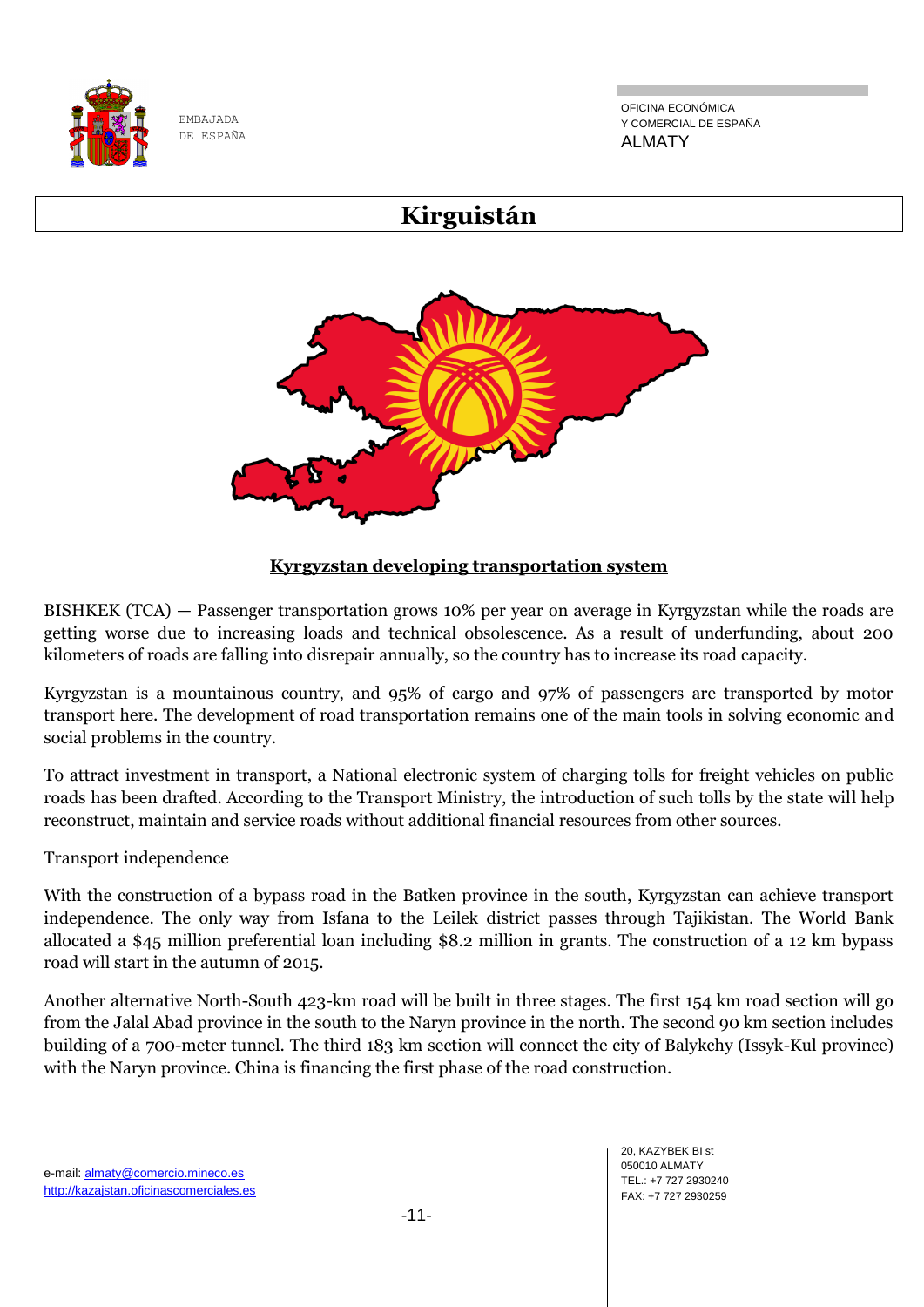# Kirguistán

**Kyrgyzstan developing transportation system**

BISHKEK (TCA) — Passenger transportation grows 10% per year on average in Kyrgyzstan while the roads are getting worse due to increasing loads and technical obsolescence. As a result of underfunding, about 200 kilometers of roads are falling into disrepair annually, so the country has to increase its road capacity.

Kyrgyzstan is a mountainous country, and 95% of cargo and 97% of passengers are transported by motor transport here. The development of road transportation remains one of the main tools in solving economic and social problems in the country.

To attract investment in transport, a National electronic system of charging tolls for freight vehicles on public roads has been drafted. According to the Transport Ministry, the introduction of such tolls by the state will help reconstruct, maintain and service roads without additional financial resources from other sources.

Transport independence

With the construction of a bypass road in the Batken province in the south, Kyrgyzstan can achieve transport independence. The only way from Isfana to the Leilek district passes through Tajikistan. The World Bank allocated a $45 million preferential loan including $8.2 million in grants. The construction of a 12 km bypass road will start in the autumn of 2015.

Another alternative North-South 423-km road will be built in three stages. The first 154 km road section will go from the Jalal Abad province in the south to the Naryn province in the north. The second 90 km section includes building of a 700-meter tunnel. The third 183 km section will connect the city of Balykchy (Issyk-Kul province) with the Naryn province. China is financing the first phase of the road construction.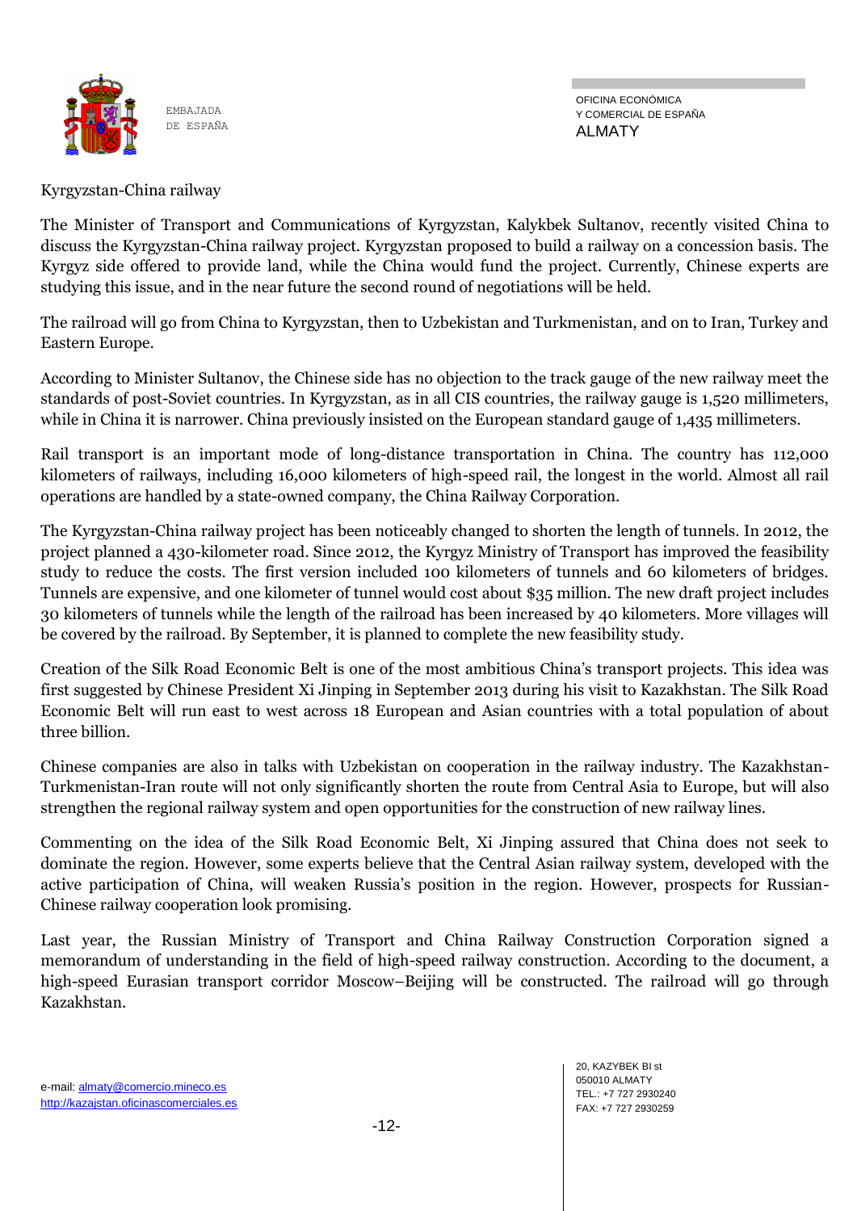Kyrgyzstan-China railway

The Minister of Transport and Communications of Kyrgyzstan, Kalykbek Sultanov, recently visited China to discuss the Kyrgyzstan-China railway project. Kyrgyzstan proposed to build a railway on a concession basis. The Kyrgyz side offered to provide land, while the China would fund the project. Currently, Chinese experts are studying this issue, and in the near future the second round of negotiations will be held.

The railroad will go from China to Kyrgyzstan, then to Uzbekistan and Turkmenistan, and on to Iran, Turkey and Eastern Europe.

According to Minister Sultanov, the Chinese side has no objection to the track gauge of the new railway meet the standards of post-Soviet countries. In Kyrgyzstan, as in all CIS countries, the railway gauge is 1,520 millimeters, while in China it is narrower. China previously insisted on the European standard gauge of 1,435 millimeters.

Rail transport is an important mode of long-distance transportation in China. The country has 112,000 kilometers of railways, including 16,000 kilometers of high-speed rail, the longest in the world. Almost all rail operations are handled by a state-owned company, the China Railway Corporation.

The Kyrgyzstan-China railway project has been noticeably changed to shorten the length of tunnels. In 2012, the project planned a 430-kilometer road. Since 2012, the Kyrgyz Ministry of Transport has improved the feasibility study to reduce the costs. The first version included 100 kilometers of tunnels and 60 kilometers of bridges. Tunnels are expensive, and one kilometer of tunnel would cost about $35 million. The new draft project includes 30 kilometers of tunnels while the length of the railroad has been increased by 40 kilometers. More villages will be covered by the railroad. By September, it is planned to complete the new feasibility study.

Creation of the Silk Road Economic Belt is one of the most ambitious China's transport projects. This idea was first suggested by Chinese President Xi Jinping in September 2013 during his visit to Kazakhstan. The Silk Road Economic Belt will run east to west across 18 European and Asian countries with a total population of about three billion.

Chinese companies are also in talks with Uzbekistan on cooperation in the railway industry. The Kazakhstan-Turkmenistan-Iran route will not only significantly shorten the route from Central Asia to Europe, but will also strengthen the regional railway system and open opportunities for the construction of new railway lines.

Commenting on the idea of the Silk Road Economic Belt, Xi Jinping assured that China does not seek to dominate the region. However, some experts believe that the Central Asian railway system, developed with the active participation of China, will weaken Russia's position in the region. However, prospects for Russian-Chinese railway cooperation look promising.

Last year, the Russian Ministry of Transport and China Railway Construction Corporation signed a memorandum of understanding in the field of high-speed railway construction. According to the document, a high-speed Eurasian transport corridor Moscow–Beijing will be constructed. The railroad will go through Kazakhstan.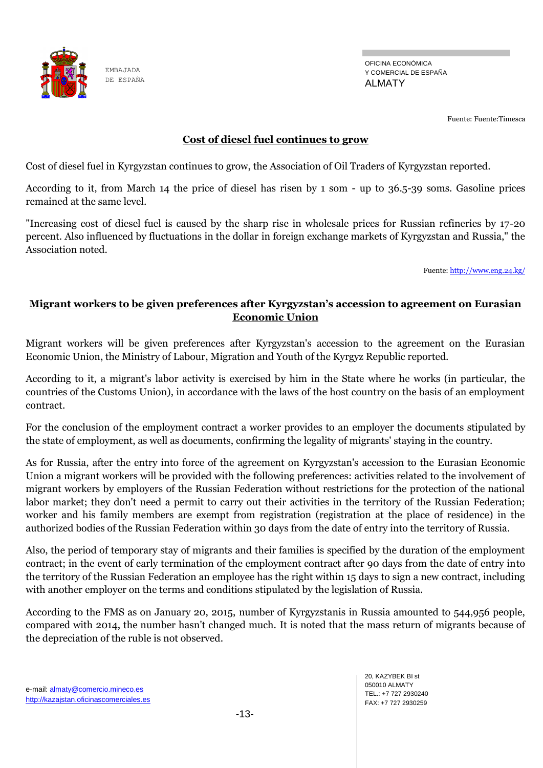Fuente: Fuente:Timesca

## Cost of diesel fuel continues to grow

Cost of diesel fuel in Kyrgyzstan continues to grow, the Association of Oil Traders of Kyrgyzstan reported.

According to it, from March 14 the price of diesel has risen by 1 som - up to 36.5-39 soms. Gasoline prices remained at the same level.

"Increasing cost of diesel fuel is caused by the sharp rise in wholesale prices for Russian refineries by 17-20 percent. Also influenced by fluctuations in the dollar in foreign exchange markets of Kyrgyzstan and Russia," the Association noted.

Fuente: http://www.eng.24.kg/

## Migrant workers to be given preferences after Kyrgyzstan's accession to agreement on Eurasian Economic Union

Migrant workers will be given preferences after Kyrgyzstan's accession to the agreement on the Eurasian Economic Union, the Ministry of Labour, Migration and Youth of the Kyrgyz Republic reported.

According to it, a migrant's labor activity is exercised by him in the State where he works (in particular, the countries of the Customs Union), in accordance with the laws of the host country on the basis of an employment contract.

For the conclusion of the employment contract a worker provides to an employer the documents stipulated by the state of employment, as well as documents, confirming the legality of migrants' staying in the country.

As for Russia, after the entry into force of the agreement on Kyrgyzstan's accession to the Eurasian Economic Union a migrant workers will be provided with the following preferences: activities related to the involvement of migrant workers by employers of the Russian Federation without restrictions for the protection of the national labor market; they don't need a permit to carry out their activities in the territory of the Russian Federation; worker and his family members are exempt from registration (registration at the place of residence) in the authorized bodies of the Russian Federation within 30 days from the date of entry into the territory of Russia.

Also, the period of temporary stay of migrants and their families is specified by the duration of the employment contract; in the event of early termination of the employment contract after 90 days from the date of entry into the territory of the Russian Federation an employee has the right within 15 days to sign a new contract, including with another employer on the terms and conditions stipulated by the legislation of Russia.

According to the FMS as on January 20, 2015, number of Kyrgyzstanis in Russia amounted to 544,956 people, compared with 2014, the number hasn't changed much. It is noted that the mass return of migrants because of the depreciation of the ruble is not observed.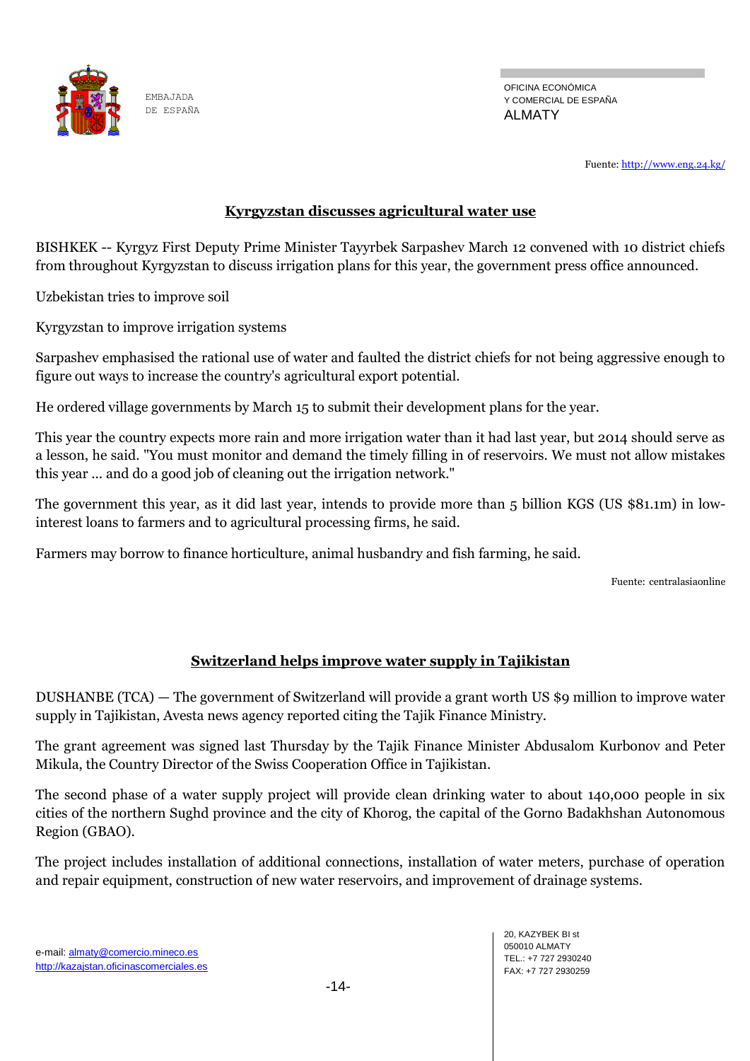Fuente: http://www.eng.24.kg/

## Kyrgyzstan discusses agricultural water use

BISHKEK -- Kyrgyz First Deputy Prime Minister Tayyrbek Sarpashev March 12 convened with 10 district chiefs from throughout Kyrgyzstan to discuss irrigation plans for this year, the government press office announced.

Uzbekistan tries to improve soil

Kyrgyzstan to improve irrigation systems

Sarpashev emphasised the rational use of water and faulted the district chiefs for not being aggressive enough to figure out ways to increase the country's agricultural export potential.

He ordered village governments by March 15 to submit their development plans for the year.

This year the country expects more rain and more irrigation water than it had last year, but 2014 should serve as a lesson, he said. "You must monitor and demand the timely filling in of reservoirs. We must not allow mistakes this year ... and do a good job of cleaning out the irrigation network."

The government this year, as it did last year, intends to provide more than 5 billion KGS (US $81.1m) in low-interest loans to farmers and to agricultural processing firms, he said.

Farmers may borrow to finance horticulture, animal husbandry and fish farming, he said.

Fuente: centralasiaonline

## Switzerland helps improve water supply in Tajikistan

DUSHANBE (TCA) — The government of Switzerland will provide a grant worth US $9 million to improve water supply in Tajikistan, Avesta news agency reported citing the Tajik Finance Ministry.

The grant agreement was signed last Thursday by the Tajik Finance Minister Abdusalom Kurbonov and Peter Mikula, the Country Director of the Swiss Cooperation Office in Tajikistan.

The second phase of a water supply project will provide clean drinking water to about 140,000 people in six cities of the northern Sughd province and the city of Khorog, the capital of the Gorno Badakhshan Autonomous Region (GBAO).

The project includes installation of additional connections, installation of water meters, purchase of operation and repair equipment, construction of new water reservoirs, and improvement of drainage systems.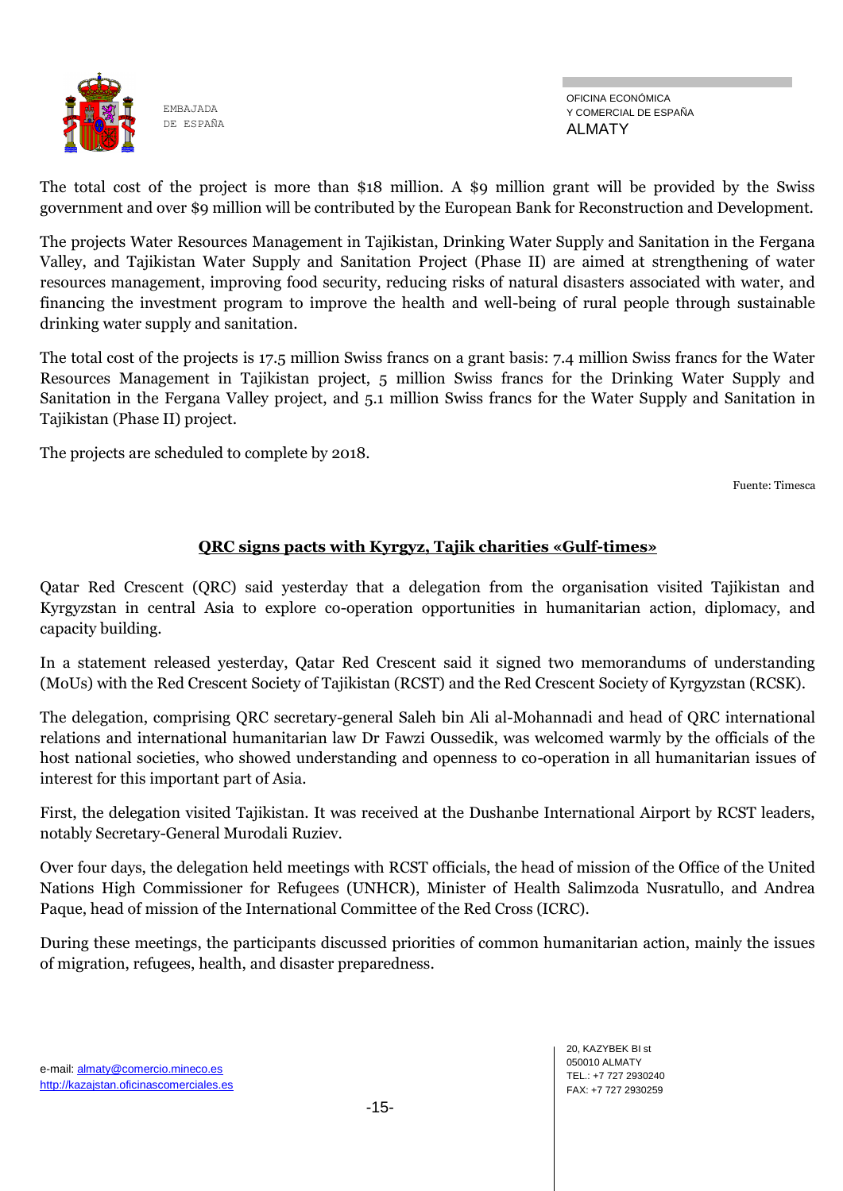The total cost of the project is more than $18 million. A $9 million grant will be provided by the Swiss government and over $9 million will be contributed by the European Bank for Reconstruction and Development.

The projects Water Resources Management in Tajikistan, Drinking Water Supply and Sanitation in the Fergana Valley, and Tajikistan Water Supply and Sanitation Project (Phase II) are aimed at strengthening of water resources management, improving food security, reducing risks of natural disasters associated with water, and financing the investment program to improve the health and well-being of rural people through sustainable drinking water supply and sanitation.

The total cost of the projects is 17.5 million Swiss francs on a grant basis: 7.4 million Swiss francs for the Water Resources Management in Tajikistan project, 5 million Swiss francs for the Drinking Water Supply and Sanitation in the Fergana Valley project, and 5.1 million Swiss francs for the Water Supply and Sanitation in Tajikistan (Phase II) project.

The projects are scheduled to complete by 2018.

Fuente: Timesca

## QRC signs pacts with Kyrgyz, Tajik charities «Gulf-times»

Qatar Red Crescent (QRC) said yesterday that a delegation from the organisation visited Tajikistan and Kyrgyzstan in central Asia to explore co-operation opportunities in humanitarian action, diplomacy, and capacity building.

In a statement released yesterday, Qatar Red Crescent said it signed two memorandums of understanding (MoUs) with the Red Crescent Society of Tajikistan (RCST) and the Red Crescent Society of Kyrgyzstan (RCSK).

The delegation, comprising QRC secretary-general Saleh bin Ali al-Mohannadi and head of QRC international relations and international humanitarian law Dr Fawzi Oussedik, was welcomed warmly by the officials of the host national societies, who showed understanding and openness to co-operation in all humanitarian issues of interest for this important part of Asia.

First, the delegation visited Tajikistan. It was received at the Dushanbe International Airport by RCST leaders, notably Secretary-General Murodali Ruziev.

Over four days, the delegation held meetings with RCST officials, the head of mission of the Office of the United Nations High Commissioner for Refugees (UNHCR), Minister of Health Salimzoda Nusratullo, and Andrea Paque, head of mission of the International Committee of the Red Cross (ICRC).

During these meetings, the participants discussed priorities of common humanitarian action, mainly the issues of migration, refugees, health, and disaster preparedness.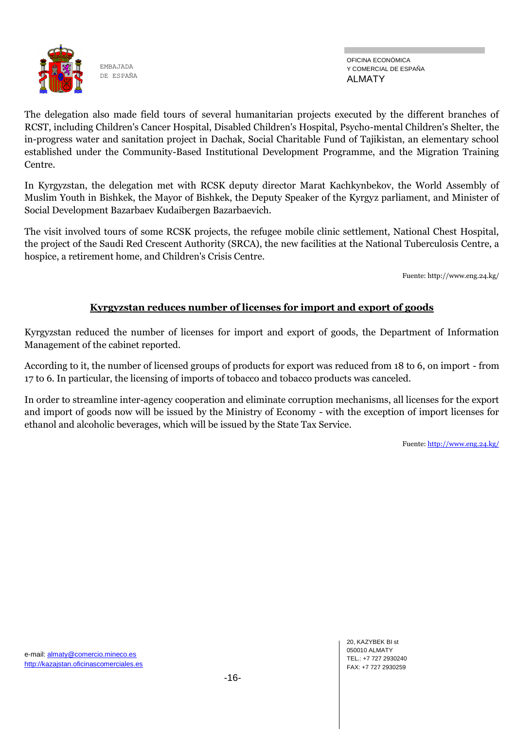The delegation also made field tours of several humanitarian projects executed by the different branches of RCST, including Children's Cancer Hospital, Disabled Children's Hospital, Psycho-mental Children's Shelter, the in-progress water and sanitation project in Dachak, Social Charitable Fund of Tajikistan, an elementary school established under the Community-Based Institutional Development Programme, and the Migration Training Centre.

In Kyrgyzstan, the delegation met with RCSK deputy director Marat Kachkynbekov, the World Assembly of Muslim Youth in Bishkek, the Mayor of Bishkek, the Deputy Speaker of the Kyrgyz parliament, and Minister of Social Development Bazarbaev Kudaibergen Bazarbaevich.

The visit involved tours of some RCSK projects, the refugee mobile clinic settlement, National Chest Hospital, the project of the Saudi Red Crescent Authority (SRCA), the new facilities at the National Tuberculosis Centre, a hospice, a retirement home, and Children's Crisis Centre.

Fuente: http://www.eng.24.kg/

## Kyrgyzstan reduces number of licenses for import and export of goods

Kyrgyzstan reduced the number of licenses for import and export of goods, the Department of Information Management of the cabinet reported.

According to it, the number of licensed groups of products for export was reduced from 18 to 6, on import - from 17 to 6. In particular, the licensing of imports of tobacco and tobacco products was canceled.

In order to streamline inter-agency cooperation and eliminate corruption mechanisms, all licenses for the export and import of goods now will be issued by the Ministry of Economy - with the exception of import licenses for ethanol and alcoholic beverages, which will be issued by the State Tax Service.

Fuente: http://www.eng.24.kg/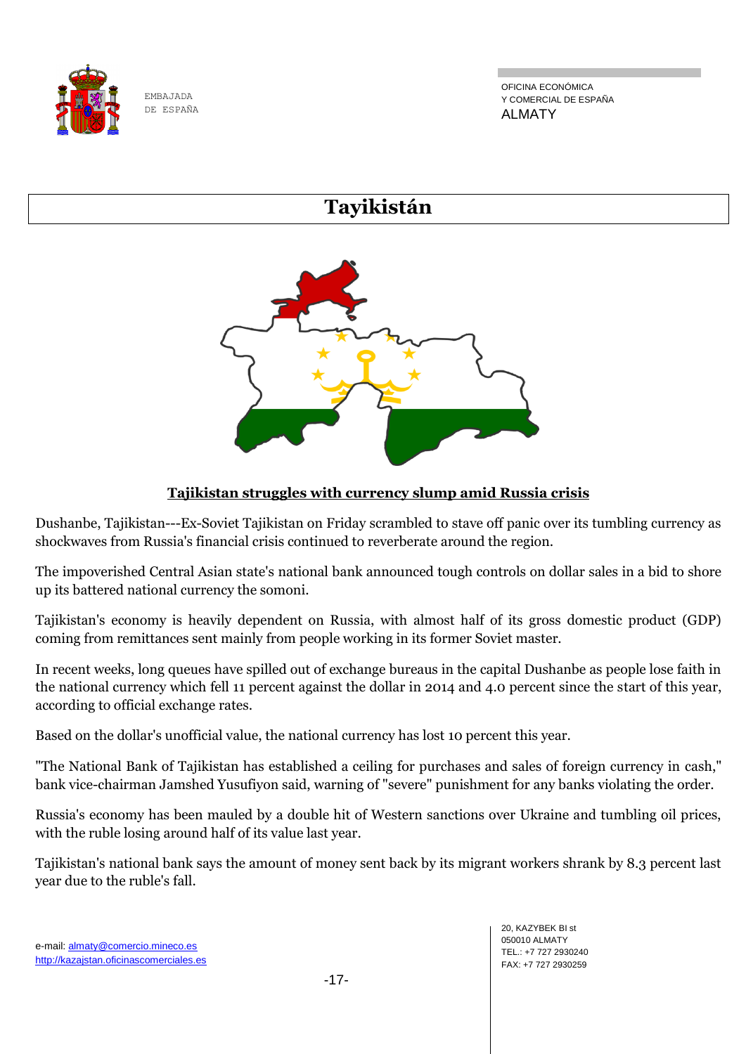# Tayikistán

**Tajikistan struggles with currency slump amid Russia crisis**

Dushanbe, Tajikistan---Ex-Soviet Tajikistan on Friday scrambled to stave off panic over its tumbling currency as shockwaves from Russia's financial crisis continued to reverberate around the region.

The impoverished Central Asian state's national bank announced tough controls on dollar sales in a bid to shore up its battered national currency the somoni.

Tajikistan's economy is heavily dependent on Russia, with almost half of its gross domestic product (GDP) coming from remittances sent mainly from people working in its former Soviet master.

In recent weeks, long queues have spilled out of exchange bureaus in the capital Dushanbe as people lose faith in the national currency which fell 11 percent against the dollar in 2014 and 4.0 percent since the start of this year, according to official exchange rates.

Based on the dollar's unofficial value, the national currency has lost 10 percent this year.

"The National Bank of Tajikistan has established a ceiling for purchases and sales of foreign currency in cash," bank vice-chairman Jamshed Yusufiyon said, warning of "severe" punishment for any banks violating the order.

Russia's economy has been mauled by a double hit of Western sanctions over Ukraine and tumbling oil prices, with the ruble losing around half of its value last year.

Tajikistan's national bank says the amount of money sent back by its migrant workers shrank by 8.3 percent last year due to the ruble's fall.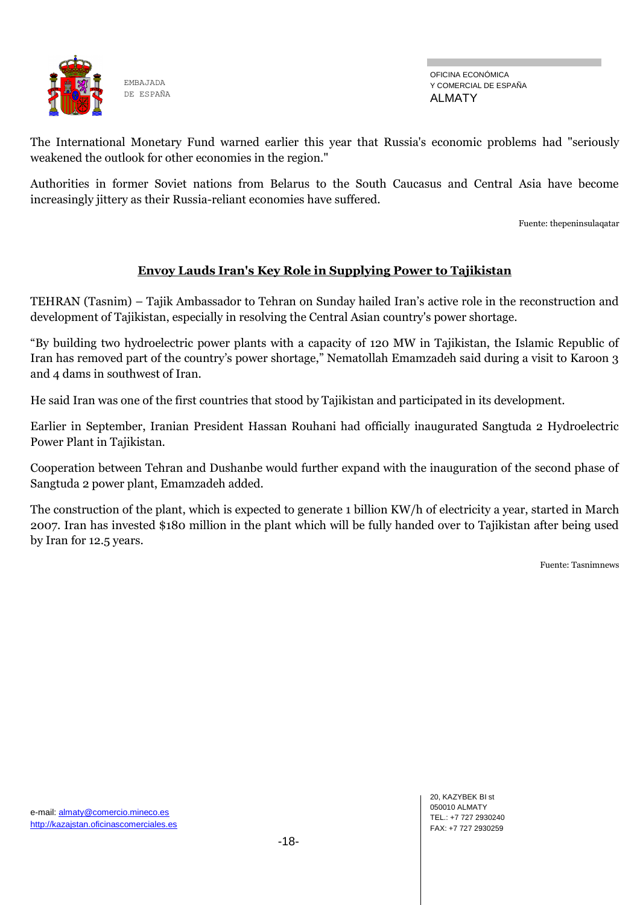The International Monetary Fund warned earlier this year that Russia's economic problems had "seriously weakened the outlook for other economies in the region."

Authorities in former Soviet nations from Belarus to the South Caucasus and Central Asia have become increasingly jittery as their Russia-reliant economies have suffered.

Fuente: thepeninsulaqatar

## Envoy Lauds Iran's Key Role in Supplying Power to Tajikistan

TEHRAN (Tasnim) – Tajik Ambassador to Tehran on Sunday hailed Iran's active role in the reconstruction and development of Tajikistan, especially in resolving the Central Asian country's power shortage.

"By building two hydroelectric power plants with a capacity of 120 MW in Tajikistan, the Islamic Republic of Iran has removed part of the country's power shortage," Nematollah Emamzadeh said during a visit to Karoon 3 and 4 dams in southwest of Iran.

He said Iran was one of the first countries that stood by Tajikistan and participated in its development.

Earlier in September, Iranian President Hassan Rouhani had officially inaugurated Sangtuda 2 Hydroelectric Power Plant in Tajikistan.

Cooperation between Tehran and Dushanbe would further expand with the inauguration of the second phase of Sangtuda 2 power plant, Emamzadeh added.

The construction of the plant, which is expected to generate 1 billion KW/h of electricity a year, started in March 2007. Iran has invested $180 million in the plant which will be fully handed over to Tajikistan after being used by Iran for 12.5 years.

Fuente: Tasnimnews